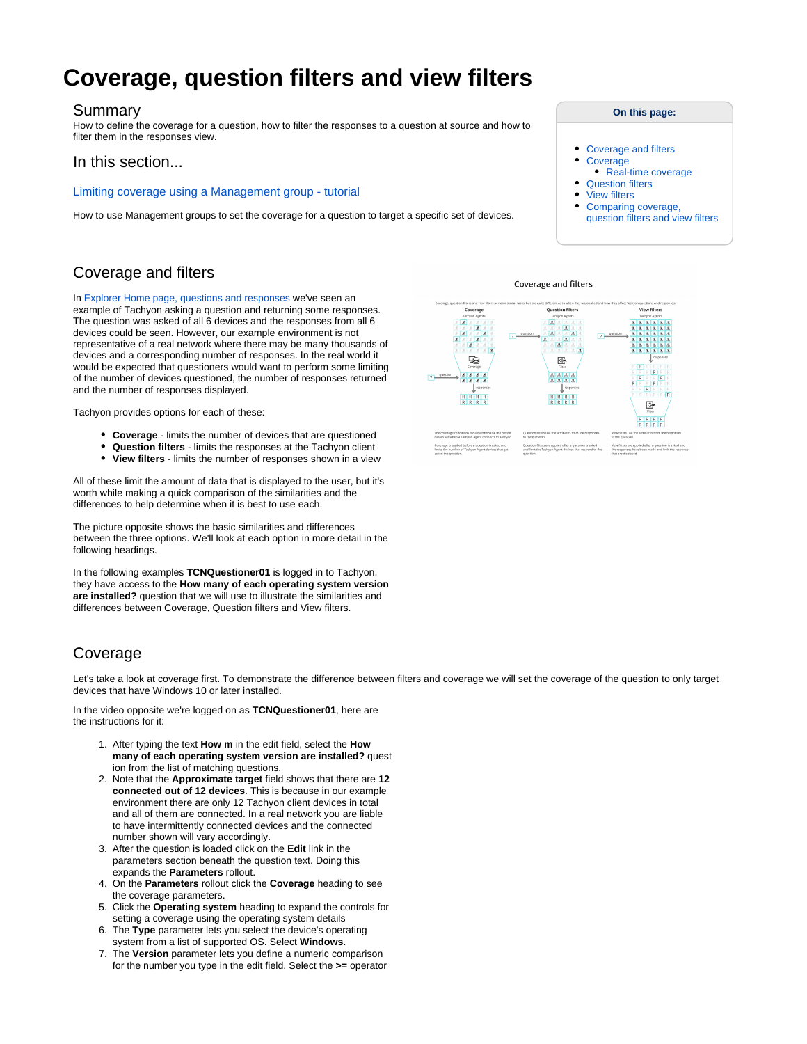# Coverage, question filters and view filters

## Summary

How to define the coverage for a question, how to filter the responses to a question at source and how to filter them in the responses view.

## In this section...

Limiting coverage using a Management group - tutorial

How to use Management groups to set the coverage for a question to target a specific set of devices.

**On this page:**

- Coverage and filters
- Coverage
  - Real-time coverage
- Question filters
- View filters
- Comparing coverage, question filters and view filters

## Coverage and filters

In Explorer Home page, questions and responses we've seen an example of Tachyon asking a question and returning some responses. The question was asked of all 6 devices and the responses from all 6 devices could be seen. However, our example environment is not representative of a real network where there may be many thousands of devices and a corresponding number of responses. In the real world it would be expected that questioners would want to perform some limiting of the number of devices questioned, the number of responses returned and the number of responses displayed.

Tachyon provides options for each of these:

- **Coverage** - limits the number of devices that are questioned
- **Question filters** - limits the responses at the Tachyon client
- **View filters** - limits the number of responses shown in a view

All of these limit the amount of data that is displayed to the user, but it's worth while making a quick comparison of the similarities and the differences to help determine when it is best to use each.

The picture opposite shows the basic similarities and differences between the three options. We'll look at each option in more detail in the following headings.

In the following examples **TCNQuestioner01** is logged in to Tachyon, they have access to the **How many of each operating system version are installed?** question that we will use to illustrate the similarities and differences between Coverage, Question filters and View filters.

## Coverage

Let's take a look at coverage first. To demonstrate the difference between filters and coverage we will set the coverage of the question to only target devices that have Windows 10 or later installed.

In the video opposite we're logged on as **TCNQuestioner01**, here are the instructions for it:

1. After typing the text **How m** in the edit field, select the **How many of each operating system version are installed?** question from the list of matching questions.
2. Note that the **Approximate target** field shows that there are **12 connected out of 12 devices**. This is because in our example environment there are only 12 Tachyon client devices in total and all of them are connected. In a real network you are liable to have intermittently connected devices and the connected number shown will vary accordingly.
3. After the question is loaded click on the **Edit** link in the parameters section beneath the question text. Doing this expands the **Parameters** rollout.
4. On the **Parameters** rollout click the **Coverage** heading to see the coverage parameters.
5. Click the **Operating system** heading to expand the controls for setting a coverage using the operating system details
6. The **Type** parameter lets you select the device's operating system from a list of supported OS. Select **Windows**.
7. The **Version** parameter lets you define a numeric comparison for the number you type in the edit field. Select the **>=** operator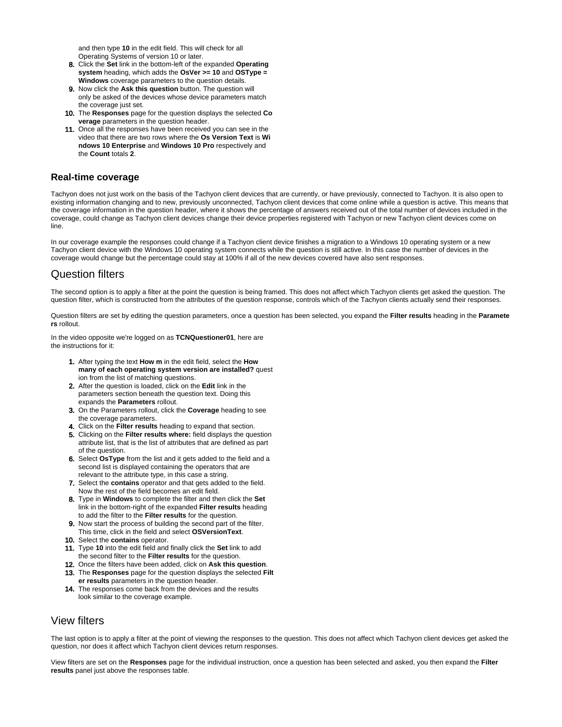and then type **10** in the edit field. This will check for all Operating Systems of version 10 or later.

8. Click the **Set** link in the bottom-left of the expanded **Operating system** heading, which adds the **OsVer >= 10** and **OSType = Windows** coverage parameters to the question details.
9. Now click the **Ask this question** button. The question will only be asked of the devices whose device parameters match the coverage just set.
10. The **Responses** page for the question displays the selected **Coverage** parameters in the question header.
11. Once all the responses have been received you can see in the video that there are two rows where the **Os Version Text** is **Windows 10 Enterprise** and **Windows 10 Pro** respectively and the **Count** totals **2**.

### Real-time coverage

Tachyon does not just work on the basis of the Tachyon client devices that are currently, or have previously, connected to Tachyon. It is also open to existing information changing and to new, previously unconnected, Tachyon client devices that come online while a question is active. This means that the coverage information in the question header, where it shows the percentage of answers received out of the total number of devices included in the coverage, could change as Tachyon client devices change their device properties registered with Tachyon or new Tachyon client devices come on line.

In our coverage example the responses could change if a Tachyon client device finishes a migration to a Windows 10 operating system or a new Tachyon client device with the Windows 10 operating system connects while the question is still active. In this case the number of devices in the coverage would change but the percentage could stay at 100% if all of the new devices covered have also sent responses.

## Question filters

The second option is to apply a filter at the point the question is being framed. This does not affect which Tachyon clients get asked the question. The question filter, which is constructed from the attributes of the question response, controls which of the Tachyon clients actually send their responses.

Question filters are set by editing the question parameters, once a question has been selected, you expand the **Filter results** heading in the **Parameters** rollout.

In the video opposite we're logged on as **TCNQuestioner01**, here are the instructions for it:

1. After typing the text **How m** in the edit field, select the **How many of each operating system version are installed?** question from the list of matching questions.
2. After the question is loaded, click on the **Edit** link in the parameters section beneath the question text. Doing this expands the **Parameters** rollout.
3. On the Parameters rollout, click the **Coverage** heading to see the coverage parameters.
4. Click on the **Filter results** heading to expand that section.
5. Clicking on the **Filter results where:** field displays the question attribute list, that is the list of attributes that are defined as part of the question.
6. Select **OsType** from the list and it gets added to the field and a second list is displayed containing the operators that are relevant to the attribute type, in this case a string.
7. Select the **contains** operator and that gets added to the field. Now the rest of the field becomes an edit field.
8. Type in **Windows** to complete the filter and then click the **Set** link in the bottom-right of the expanded **Filter results** heading to add the filter to the **Filter results** for the question.
9. Now start the process of building the second part of the filter. This time, click in the field and select **OSVersionText**.
10. Select the **contains** operator.
11. Type **10** into the edit field and finally click the **Set** link to add the second filter to the **Filter results** for the question.
12. Once the filters have been added, click on **Ask this question**.
13. The **Responses** page for the question displays the selected **Filter results** parameters in the question header.
14. The responses come back from the devices and the results look similar to the coverage example.

## View filters

The last option is to apply a filter at the point of viewing the responses to the question. This does not affect which Tachyon client devices get asked the question, nor does it affect which Tachyon client devices return responses.

View filters are set on the **Responses** page for the individual instruction, once a question has been selected and asked, you then expand the **Filter results** panel just above the responses table.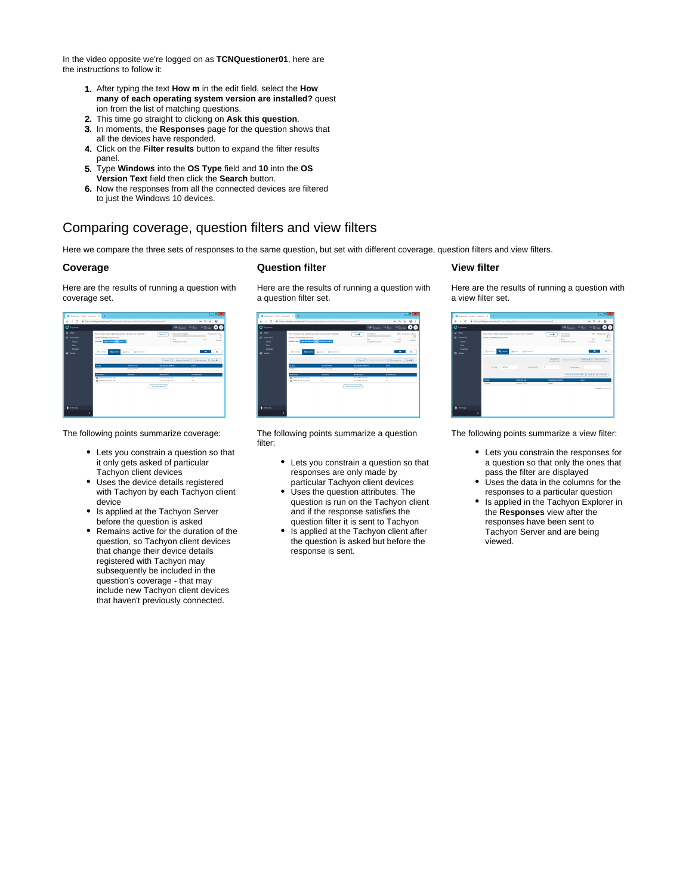In the video opposite we're logged on as **TCNQuestioner01**, here are the instructions to follow it:

1. After typing the text **How m** in the edit field, select the **How many of each operating system version are installed?** question from the list of matching questions.
2. This time go straight to clicking on **Ask this question**.
3. In moments, the **Responses** page for the question shows that all the devices have responded.
4. Click on the **Filter results** button to expand the filter results panel.
5. Type **Windows** into the **OS Type** field and **10** into the **OS Version Text** field then click the **Search** button.
6. Now the responses from all the connected devices are filtered to just the Windows 10 devices.

## Comparing coverage, question filters and view filters

Here we compare the three sets of responses to the same question, but set with different coverage, question filters and view filters.

### Coverage

Here are the results of running a question with coverage set.

The following points summarize coverage:

- Lets you constrain a question so that it only gets asked of particular Tachyon client devices
- Uses the device details registered with Tachyon by each Tachyon client device
- Is applied at the Tachyon Server before the question is asked
- Remains active for the duration of the question, so Tachyon client devices that change their device details registered with Tachyon may subsequently be included in the question's coverage - that may include new Tachyon client devices that haven't previously connected.

### Question filter

Here are the results of running a question with a question filter set.

The following points summarize a question filter:

- Lets you constrain a question so that responses are only made by particular Tachyon client devices
- Uses the question attributes. The question is run on the Tachyon client and if the response satisfies the question filter it is sent to Tachyon
- Is applied at the Tachyon client after the question is asked but before the response is sent.

### View filter

Here are the results of running a question with a view filter set.

The following points summarize a view filter:

- Lets you constrain the responses for a question so that only the ones that pass the filter are displayed
- Uses the data in the columns for the responses to a particular question
- Is applied in the Tachyon Explorer in the **Responses** view after the responses have been sent to Tachyon Server and are being viewed.